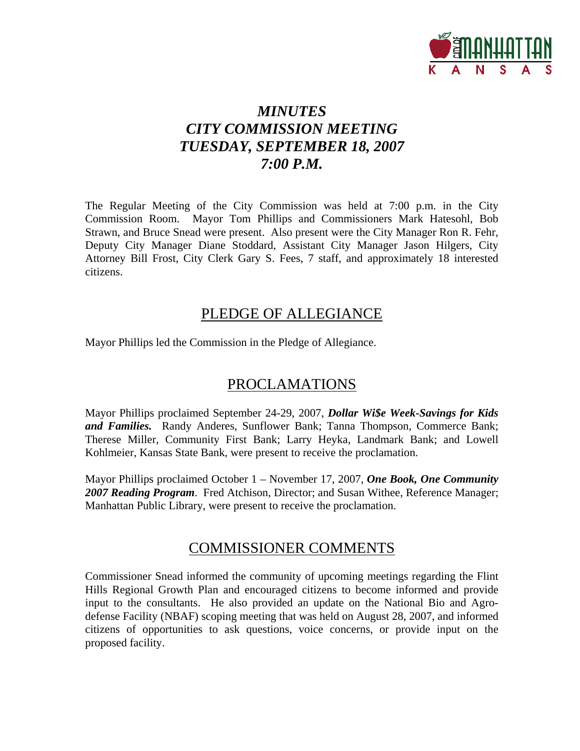# *MINUTES*
# *CITY COMMISSION MEETING*
# *TUESDAY, SEPTEMBER 18, 2007*
# *7:00 P.M.*

The Regular Meeting of the City Commission was held at 7:00 p.m. in the City Commission Room. Mayor Tom Phillips and Commissioners Mark Hatesohl, Bob Strawn, and Bruce Snead were present. Also present were the City Manager Ron R. Fehr, Deputy City Manager Diane Stoddard, Assistant City Manager Jason Hilgers, City Attorney Bill Frost, City Clerk Gary S. Fees, 7 staff, and approximately 18 interested citizens.

## PLEDGE OF ALLEGIANCE

Mayor Phillips led the Commission in the Pledge of Allegiance.

## PROCLAMATIONS

Mayor Phillips proclaimed September 24-29, 2007, ***Dollar Wi$e Week-Savings for Kids and Families.*** Randy Anderes, Sunflower Bank; Tanna Thompson, Commerce Bank; Therese Miller, Community First Bank; Larry Heyka, Landmark Bank; and Lowell Kohlmeier, Kansas State Bank, were present to receive the proclamation.

Mayor Phillips proclaimed October 1 – November 17, 2007, ***One Book, One Community 2007 Reading Program***. Fred Atchison, Director; and Susan Withee, Reference Manager; Manhattan Public Library, were present to receive the proclamation.

## COMMISSIONER COMMENTS

Commissioner Snead informed the community of upcoming meetings regarding the Flint Hills Regional Growth Plan and encouraged citizens to become informed and provide input to the consultants. He also provided an update on the National Bio and Agro-defense Facility (NBAF) scoping meeting that was held on August 28, 2007, and informed citizens of opportunities to ask questions, voice concerns, or provide input on the proposed facility.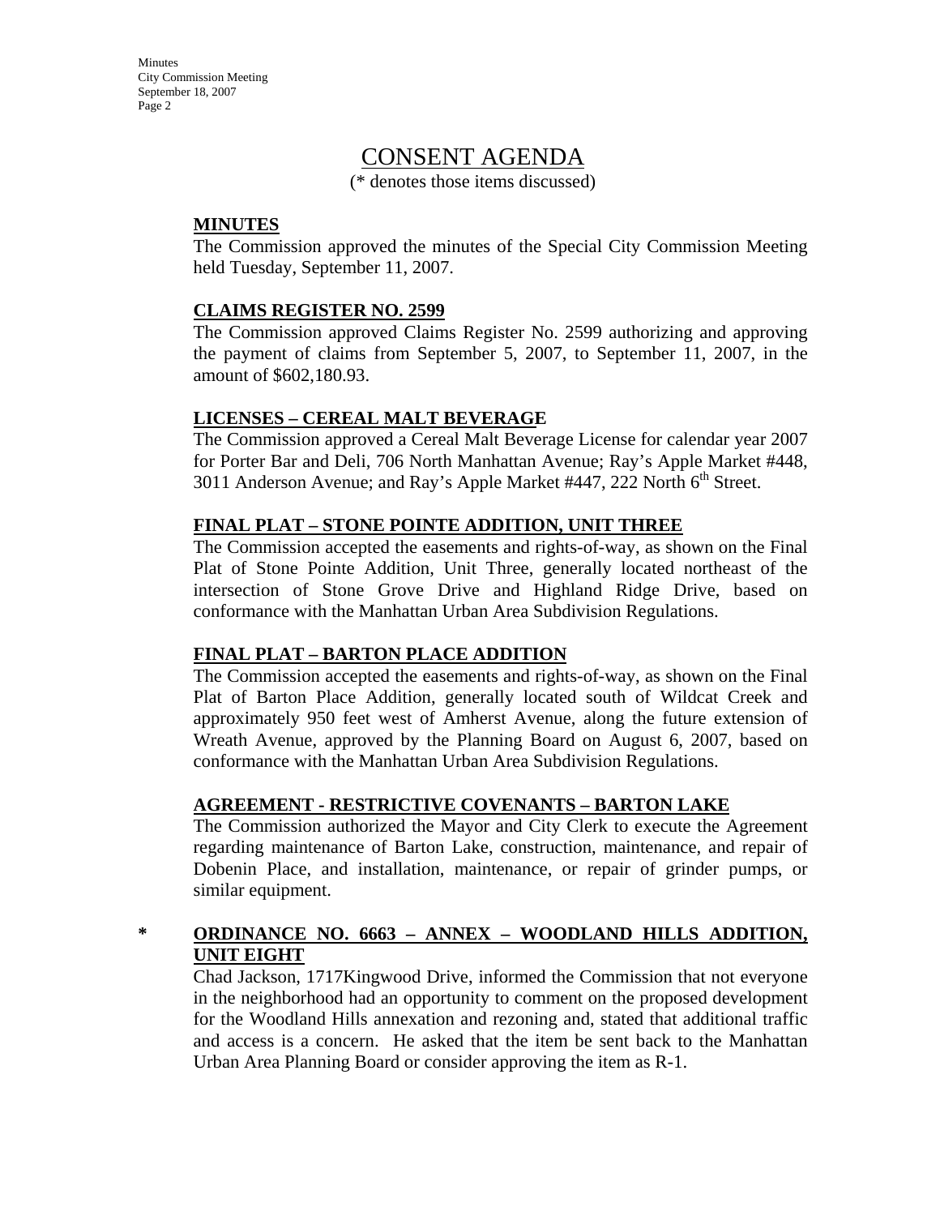# CONSENT AGENDA

(* denotes those items discussed)

**MINUTES**

The Commission approved the minutes of the Special City Commission Meeting held Tuesday, September 11, 2007.

**CLAIMS REGISTER NO. 2599**

The Commission approved Claims Register No. 2599 authorizing and approving the payment of claims from September 5, 2007, to September 11, 2007, in the amount of $602,180.93.

**LICENSES – CEREAL MALT BEVERAGE**

The Commission approved a Cereal Malt Beverage License for calendar year 2007 for Porter Bar and Deli, 706 North Manhattan Avenue; Ray's Apple Market #448, 3011 Anderson Avenue; and Ray's Apple Market #447, 222 North 6th Street.

**FINAL PLAT – STONE POINTE ADDITION, UNIT THREE**

The Commission accepted the easements and rights-of-way, as shown on the Final Plat of Stone Pointe Addition, Unit Three, generally located northeast of the intersection of Stone Grove Drive and Highland Ridge Drive, based on conformance with the Manhattan Urban Area Subdivision Regulations.

**FINAL PLAT – BARTON PLACE ADDITION**

The Commission accepted the easements and rights-of-way, as shown on the Final Plat of Barton Place Addition, generally located south of Wildcat Creek and approximately 950 feet west of Amherst Avenue, along the future extension of Wreath Avenue, approved by the Planning Board on August 6, 2007, based on conformance with the Manhattan Urban Area Subdivision Regulations.

**AGREEMENT - RESTRICTIVE COVENANTS – BARTON LAKE**

The Commission authorized the Mayor and City Clerk to execute the Agreement regarding maintenance of Barton Lake, construction, maintenance, and repair of Dobenin Place, and installation, maintenance, or repair of grinder pumps, or similar equipment.

\* **ORDINANCE NO. 6663 – ANNEX – WOODLAND HILLS ADDITION, UNIT EIGHT**

Chad Jackson, 1717Kingwood Drive, informed the Commission that not everyone in the neighborhood had an opportunity to comment on the proposed development for the Woodland Hills annexation and rezoning and, stated that additional traffic and access is a concern. He asked that the item be sent back to the Manhattan Urban Area Planning Board or consider approving the item as R-1.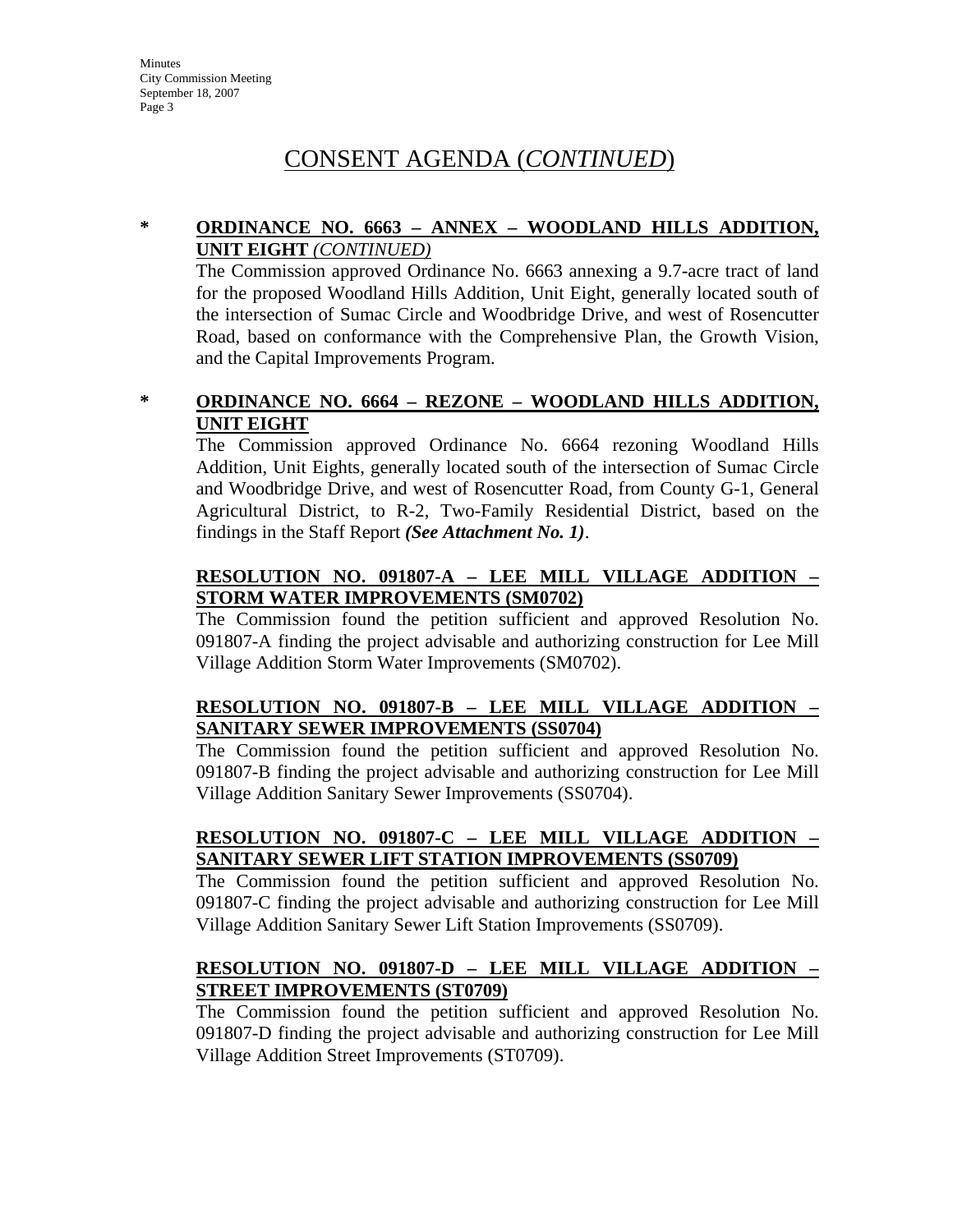# CONSENT AGENDA (*CONTINUED*)

\* **ORDINANCE NO. 6663 – ANNEX – WOODLAND HILLS ADDITION, UNIT EIGHT** *(CONTINUED)*

The Commission approved Ordinance No. 6663 annexing a 9.7-acre tract of land for the proposed Woodland Hills Addition, Unit Eight, generally located south of the intersection of Sumac Circle and Woodbridge Drive, and west of Rosencutter Road, based on conformance with the Comprehensive Plan, the Growth Vision, and the Capital Improvements Program.

\* **ORDINANCE NO. 6664 – REZONE – WOODLAND HILLS ADDITION, UNIT EIGHT**

The Commission approved Ordinance No. 6664 rezoning Woodland Hills Addition, Unit Eights, generally located south of the intersection of Sumac Circle and Woodbridge Drive, and west of Rosencutter Road, from County G-1, General Agricultural District, to R-2, Two-Family Residential District, based on the findings in the Staff Report ***(See Attachment No. 1)***.

**RESOLUTION NO. 091807-A – LEE MILL VILLAGE ADDITION – STORM WATER IMPROVEMENTS (SM0702)**

The Commission found the petition sufficient and approved Resolution No. 091807-A finding the project advisable and authorizing construction for Lee Mill Village Addition Storm Water Improvements (SM0702).

**RESOLUTION NO. 091807-B – LEE MILL VILLAGE ADDITION – SANITARY SEWER IMPROVEMENTS (SS0704)**

The Commission found the petition sufficient and approved Resolution No. 091807-B finding the project advisable and authorizing construction for Lee Mill Village Addition Sanitary Sewer Improvements (SS0704).

**RESOLUTION NO. 091807-C – LEE MILL VILLAGE ADDITION – SANITARY SEWER LIFT STATION IMPROVEMENTS (SS0709)**

The Commission found the petition sufficient and approved Resolution No. 091807-C finding the project advisable and authorizing construction for Lee Mill Village Addition Sanitary Sewer Lift Station Improvements (SS0709).

**RESOLUTION NO. 091807-D – LEE MILL VILLAGE ADDITION – STREET IMPROVEMENTS (ST0709)**

The Commission found the petition sufficient and approved Resolution No. 091807-D finding the project advisable and authorizing construction for Lee Mill Village Addition Street Improvements (ST0709).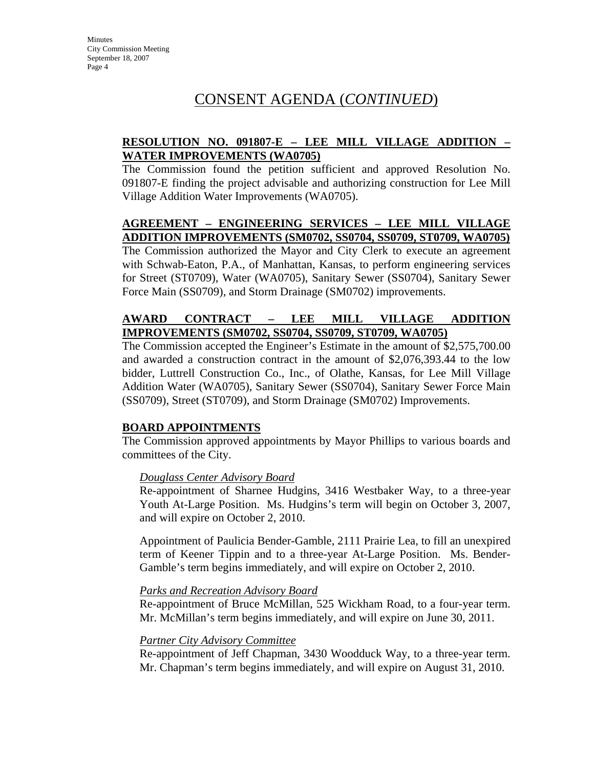# CONSENT AGENDA (*CONTINUED*)

**RESOLUTION NO. 091807-E – LEE MILL VILLAGE ADDITION – WATER IMPROVEMENTS (WA0705)**

The Commission found the petition sufficient and approved Resolution No. 091807-E finding the project advisable and authorizing construction for Lee Mill Village Addition Water Improvements (WA0705).

**AGREEMENT – ENGINEERING SERVICES – LEE MILL VILLAGE ADDITION IMPROVEMENTS (SM0702, SS0704, SS0709, ST0709, WA0705)**

The Commission authorized the Mayor and City Clerk to execute an agreement with Schwab-Eaton, P.A., of Manhattan, Kansas, to perform engineering services for Street (ST0709), Water (WA0705), Sanitary Sewer (SS0704), Sanitary Sewer Force Main (SS0709), and Storm Drainage (SM0702) improvements.

**AWARD CONTRACT – LEE MILL VILLAGE ADDITION IMPROVEMENTS (SM0702, SS0704, SS0709, ST0709, WA0705)**

The Commission accepted the Engineer's Estimate in the amount of $2,575,700.00 and awarded a construction contract in the amount of $2,076,393.44 to the low bidder, Luttrell Construction Co., Inc., of Olathe, Kansas, for Lee Mill Village Addition Water (WA0705), Sanitary Sewer (SS0704), Sanitary Sewer Force Main (SS0709), Street (ST0709), and Storm Drainage (SM0702) Improvements.

**BOARD APPOINTMENTS**

The Commission approved appointments by Mayor Phillips to various boards and committees of the City.

*Douglass Center Advisory Board*

Re-appointment of Sharnee Hudgins, 3416 Westbaker Way, to a three-year Youth At-Large Position. Ms. Hudgins's term will begin on October 3, 2007, and will expire on October 2, 2010.

Appointment of Paulicia Bender-Gamble, 2111 Prairie Lea, to fill an unexpired term of Keener Tippin and to a three-year At-Large Position. Ms. Bender-Gamble's term begins immediately, and will expire on October 2, 2010.

*Parks and Recreation Advisory Board*

Re-appointment of Bruce McMillan, 525 Wickham Road, to a four-year term. Mr. McMillan's term begins immediately, and will expire on June 30, 2011.

*Partner City Advisory Committee*

Re-appointment of Jeff Chapman, 3430 Woodduck Way, to a three-year term. Mr. Chapman's term begins immediately, and will expire on August 31, 2010.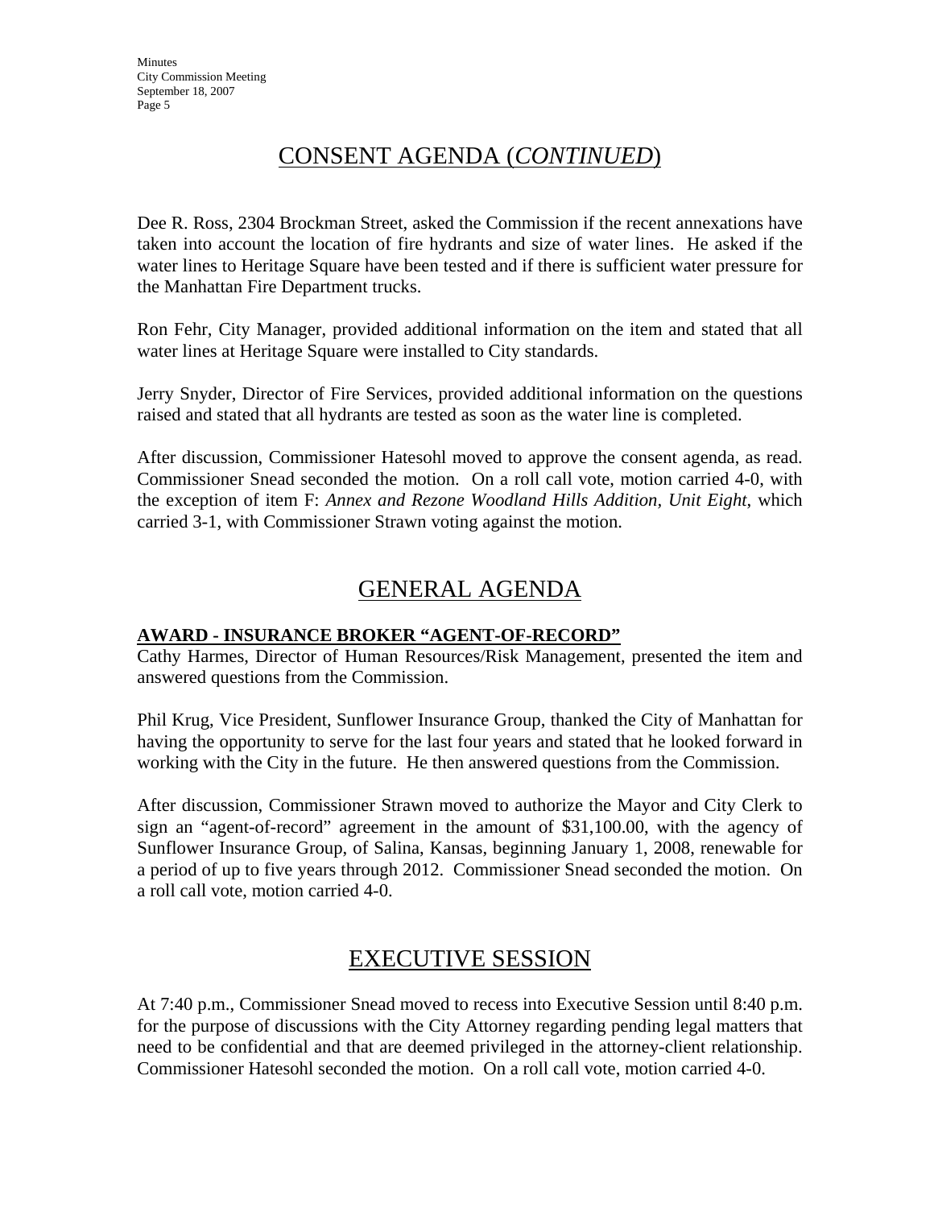## CONSENT AGENDA (*CONTINUED*)

Dee R. Ross, 2304 Brockman Street, asked the Commission if the recent annexations have taken into account the location of fire hydrants and size of water lines. He asked if the water lines to Heritage Square have been tested and if there is sufficient water pressure for the Manhattan Fire Department trucks.

Ron Fehr, City Manager, provided additional information on the item and stated that all water lines at Heritage Square were installed to City standards.

Jerry Snyder, Director of Fire Services, provided additional information on the questions raised and stated that all hydrants are tested as soon as the water line is completed.

After discussion, Commissioner Hatesohl moved to approve the consent agenda, as read. Commissioner Snead seconded the motion. On a roll call vote, motion carried 4-0, with the exception of item F: *Annex and Rezone Woodland Hills Addition, Unit Eight*, which carried 3-1, with Commissioner Strawn voting against the motion.

## GENERAL AGENDA

**AWARD - INSURANCE BROKER "AGENT-OF-RECORD"**

Cathy Harmes, Director of Human Resources/Risk Management, presented the item and answered questions from the Commission.

Phil Krug, Vice President, Sunflower Insurance Group, thanked the City of Manhattan for having the opportunity to serve for the last four years and stated that he looked forward in working with the City in the future. He then answered questions from the Commission.

After discussion, Commissioner Strawn moved to authorize the Mayor and City Clerk to sign an "agent-of-record" agreement in the amount of $31,100.00, with the agency of Sunflower Insurance Group, of Salina, Kansas, beginning January 1, 2008, renewable for a period of up to five years through 2012. Commissioner Snead seconded the motion. On a roll call vote, motion carried 4-0.

## EXECUTIVE SESSION

At 7:40 p.m., Commissioner Snead moved to recess into Executive Session until 8:40 p.m. for the purpose of discussions with the City Attorney regarding pending legal matters that need to be confidential and that are deemed privileged in the attorney-client relationship. Commissioner Hatesohl seconded the motion. On a roll call vote, motion carried 4-0.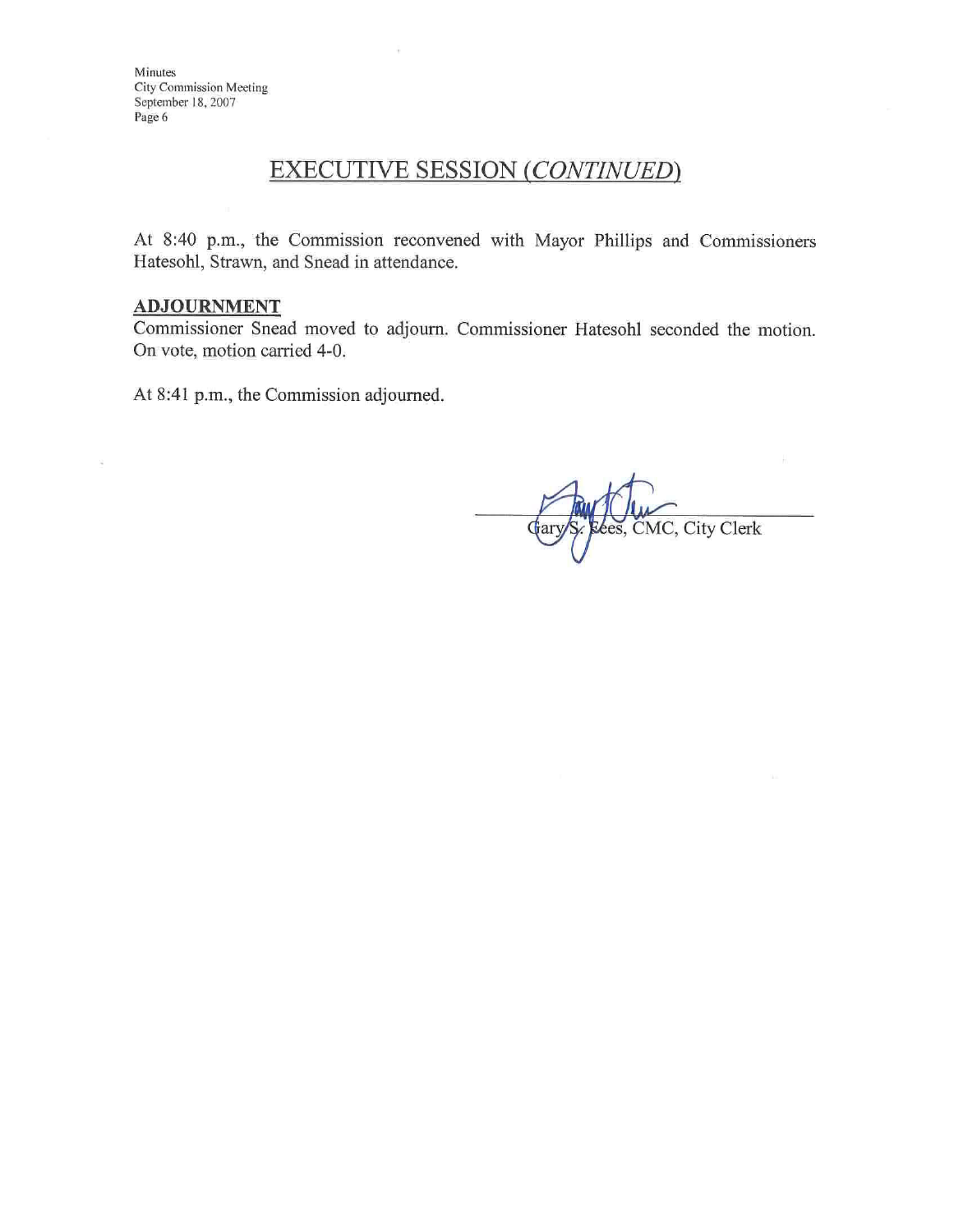## EXECUTIVE SESSION *(CONTINUED)*

At 8:40 p.m., the Commission reconvened with Mayor Phillips and Commissioners Hatesohl, Strawn, and Snead in attendance.

**ADJOURNMENT**

Commissioner Snead moved to adjourn. Commissioner Hatesohl seconded the motion. On vote, motion carried 4-0.

At 8:41 p.m., the Commission adjourned.

Gary S. Fees, CMC, City Clerk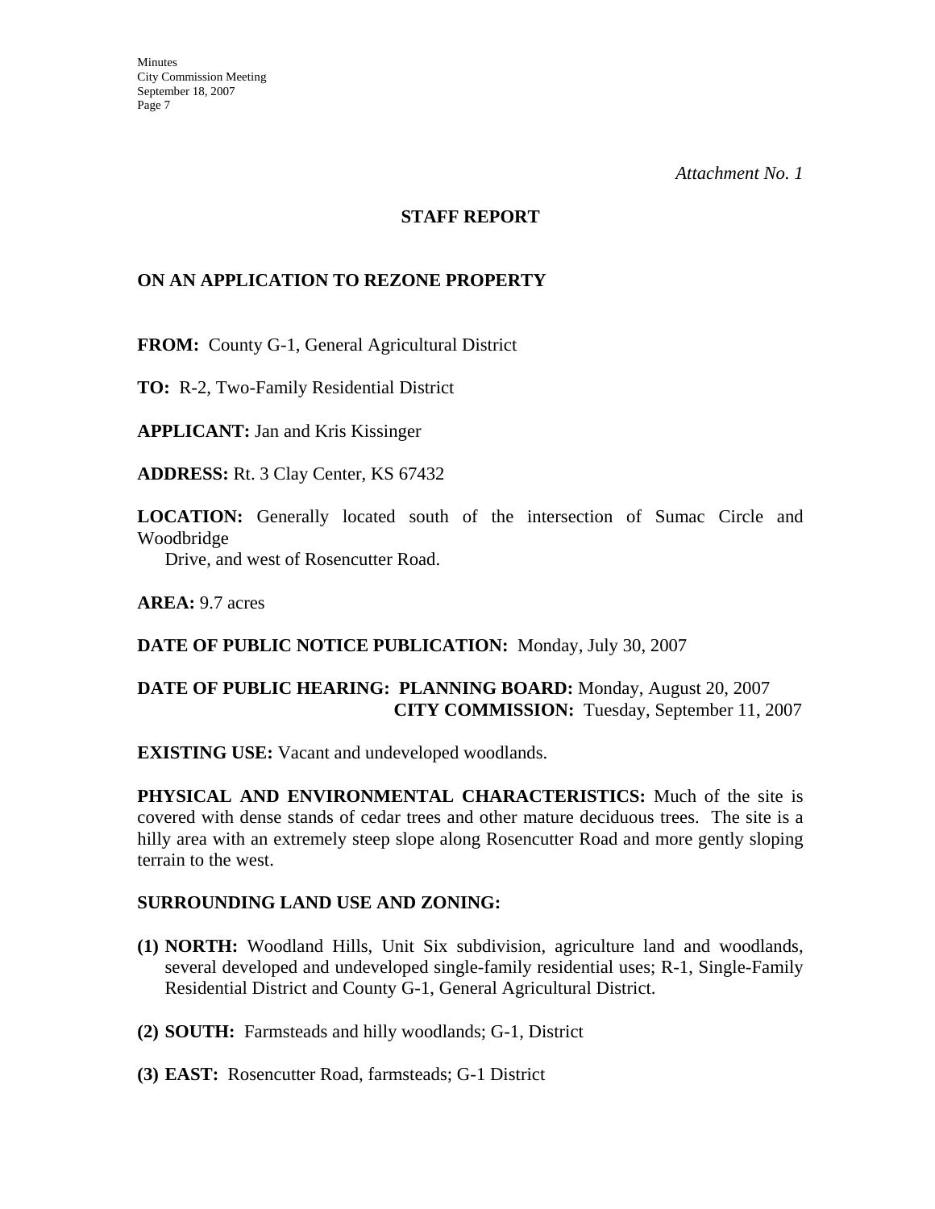*Attachment No. 1*

## STAFF REPORT

### ON AN APPLICATION TO REZONE PROPERTY

**FROM:** County G-1, General Agricultural District

**TO:** R-2, Two-Family Residential District

**APPLICANT:** Jan and Kris Kissinger

**ADDRESS:** Rt. 3 Clay Center, KS 67432

**LOCATION:** Generally located south of the intersection of Sumac Circle and Woodbridge Drive, and west of Rosencutter Road.

**AREA:** 9.7 acres

**DATE OF PUBLIC NOTICE PUBLICATION:** Monday, July 30, 2007

**DATE OF PUBLIC HEARING: PLANNING BOARD:** Monday, August 20, 2007
**CITY COMMISSION:** Tuesday, September 11, 2007

**EXISTING USE:** Vacant and undeveloped woodlands.

**PHYSICAL AND ENVIRONMENTAL CHARACTERISTICS:** Much of the site is covered with dense stands of cedar trees and other mature deciduous trees. The site is a hilly area with an extremely steep slope along Rosencutter Road and more gently sloping terrain to the west.

**SURROUNDING LAND USE AND ZONING:**

**(1) NORTH:** Woodland Hills, Unit Six subdivision, agriculture land and woodlands, several developed and undeveloped single-family residential uses; R-1, Single-Family Residential District and County G-1, General Agricultural District.

**(2) SOUTH:** Farmsteads and hilly woodlands; G-1, District

**(3) EAST:** Rosencutter Road, farmsteads; G-1 District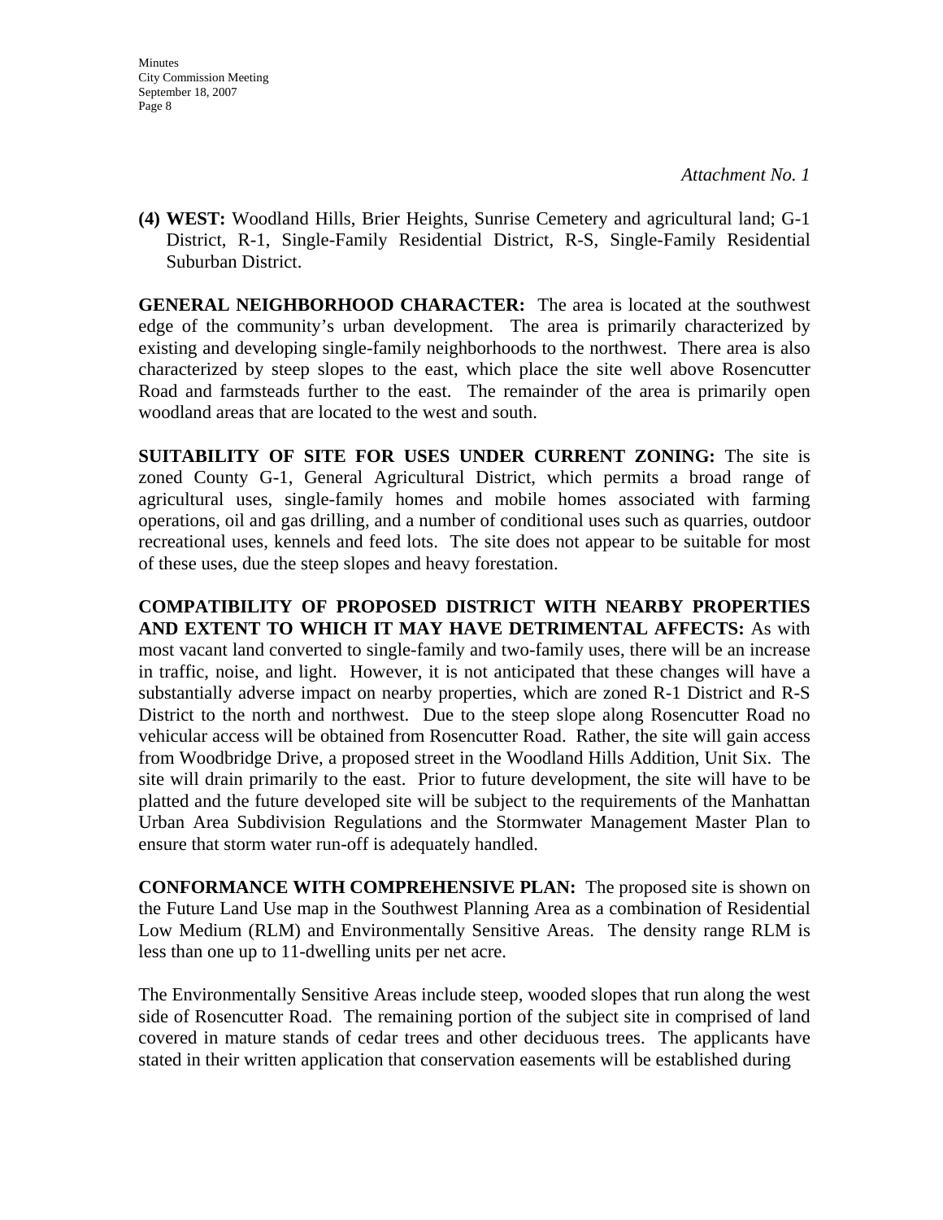*Attachment No. 1*

**(4) WEST:** Woodland Hills, Brier Heights, Sunrise Cemetery and agricultural land; G-1 District, R-1, Single-Family Residential District, R-S, Single-Family Residential Suburban District.

**GENERAL NEIGHBORHOOD CHARACTER:** The area is located at the southwest edge of the community's urban development. The area is primarily characterized by existing and developing single-family neighborhoods to the northwest. There area is also characterized by steep slopes to the east, which place the site well above Rosencutter Road and farmsteads further to the east. The remainder of the area is primarily open woodland areas that are located to the west and south.

**SUITABILITY OF SITE FOR USES UNDER CURRENT ZONING:** The site is zoned County G-1, General Agricultural District, which permits a broad range of agricultural uses, single-family homes and mobile homes associated with farming operations, oil and gas drilling, and a number of conditional uses such as quarries, outdoor recreational uses, kennels and feed lots. The site does not appear to be suitable for most of these uses, due the steep slopes and heavy forestation.

**COMPATIBILITY OF PROPOSED DISTRICT WITH NEARBY PROPERTIES AND EXTENT TO WHICH IT MAY HAVE DETRIMENTAL AFFECTS:** As with most vacant land converted to single-family and two-family uses, there will be an increase in traffic, noise, and light. However, it is not anticipated that these changes will have a substantially adverse impact on nearby properties, which are zoned R-1 District and R-S District to the north and northwest. Due to the steep slope along Rosencutter Road no vehicular access will be obtained from Rosencutter Road. Rather, the site will gain access from Woodbridge Drive, a proposed street in the Woodland Hills Addition, Unit Six. The site will drain primarily to the east. Prior to future development, the site will have to be platted and the future developed site will be subject to the requirements of the Manhattan Urban Area Subdivision Regulations and the Stormwater Management Master Plan to ensure that storm water run-off is adequately handled.

**CONFORMANCE WITH COMPREHENSIVE PLAN:** The proposed site is shown on the Future Land Use map in the Southwest Planning Area as a combination of Residential Low Medium (RLM) and Environmentally Sensitive Areas. The density range RLM is less than one up to 11-dwelling units per net acre.

The Environmentally Sensitive Areas include steep, wooded slopes that run along the west side of Rosencutter Road. The remaining portion of the subject site in comprised of land covered in mature stands of cedar trees and other deciduous trees. The applicants have stated in their written application that conservation easements will be established during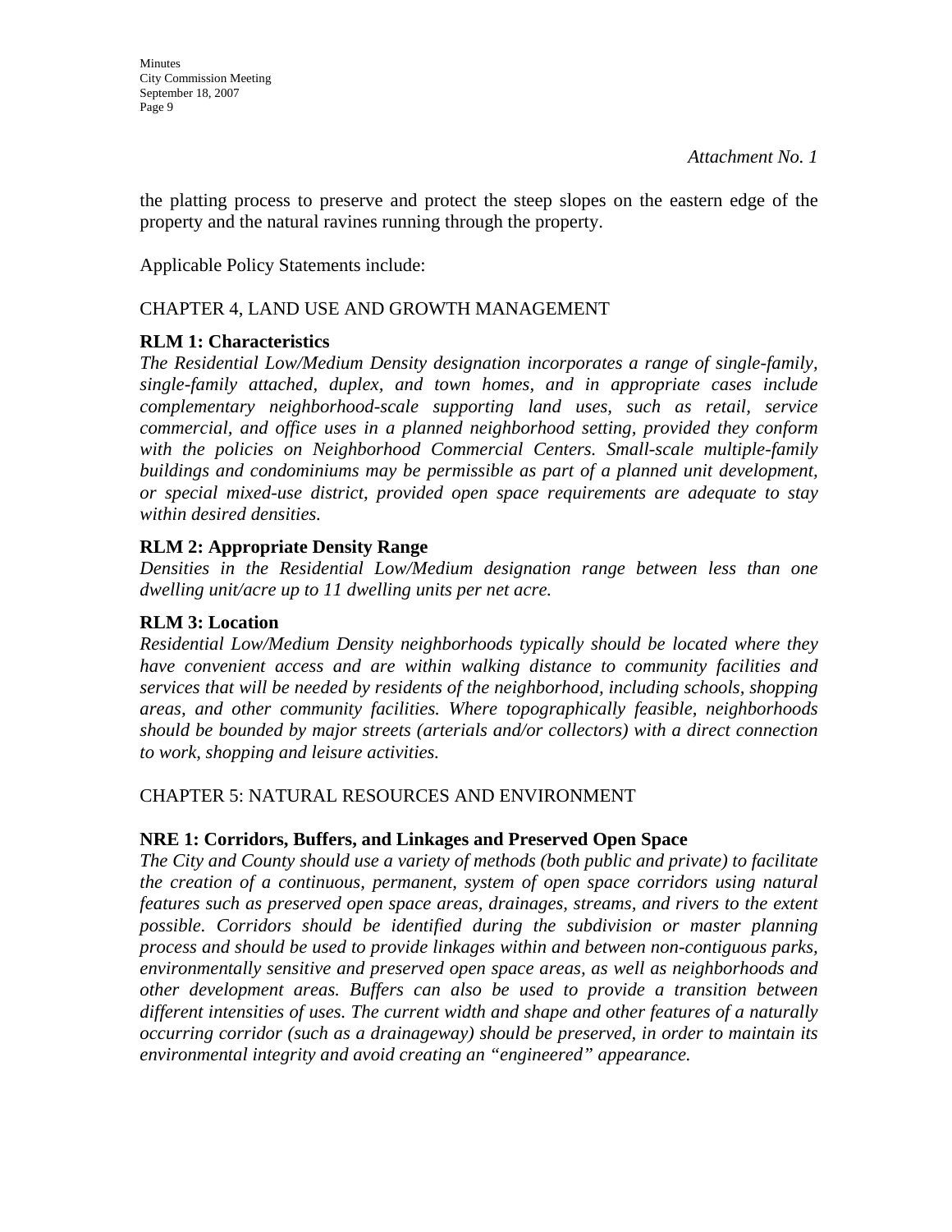*Attachment No. 1*

the platting process to preserve and protect the steep slopes on the eastern edge of the property and the natural ravines running through the property.

Applicable Policy Statements include:

CHAPTER 4, LAND USE AND GROWTH MANAGEMENT

**RLM 1: Characteristics**
*The Residential Low/Medium Density designation incorporates a range of single-family, single-family attached, duplex, and town homes, and in appropriate cases include complementary neighborhood-scale supporting land uses, such as retail, service commercial, and office uses in a planned neighborhood setting, provided they conform with the policies on Neighborhood Commercial Centers. Small-scale multiple-family buildings and condominiums may be permissible as part of a planned unit development, or special mixed-use district, provided open space requirements are adequate to stay within desired densities.*

**RLM 2: Appropriate Density Range**
*Densities in the Residential Low/Medium designation range between less than one dwelling unit/acre up to 11 dwelling units per net acre.*

**RLM 3: Location**
*Residential Low/Medium Density neighborhoods typically should be located where they have convenient access and are within walking distance to community facilities and services that will be needed by residents of the neighborhood, including schools, shopping areas, and other community facilities. Where topographically feasible, neighborhoods should be bounded by major streets (arterials and/or collectors) with a direct connection to work, shopping and leisure activities.*

CHAPTER 5: NATURAL RESOURCES AND ENVIRONMENT

**NRE 1: Corridors, Buffers, and Linkages and Preserved Open Space**
*The City and County should use a variety of methods (both public and private) to facilitate the creation of a continuous, permanent, system of open space corridors using natural features such as preserved open space areas, drainages, streams, and rivers to the extent possible. Corridors should be identified during the subdivision or master planning process and should be used to provide linkages within and between non-contiguous parks, environmentally sensitive and preserved open space areas, as well as neighborhoods and other development areas. Buffers can also be used to provide a transition between different intensities of uses. The current width and shape and other features of a naturally occurring corridor (such as a drainageway) should be preserved, in order to maintain its environmental integrity and avoid creating an "engineered" appearance.*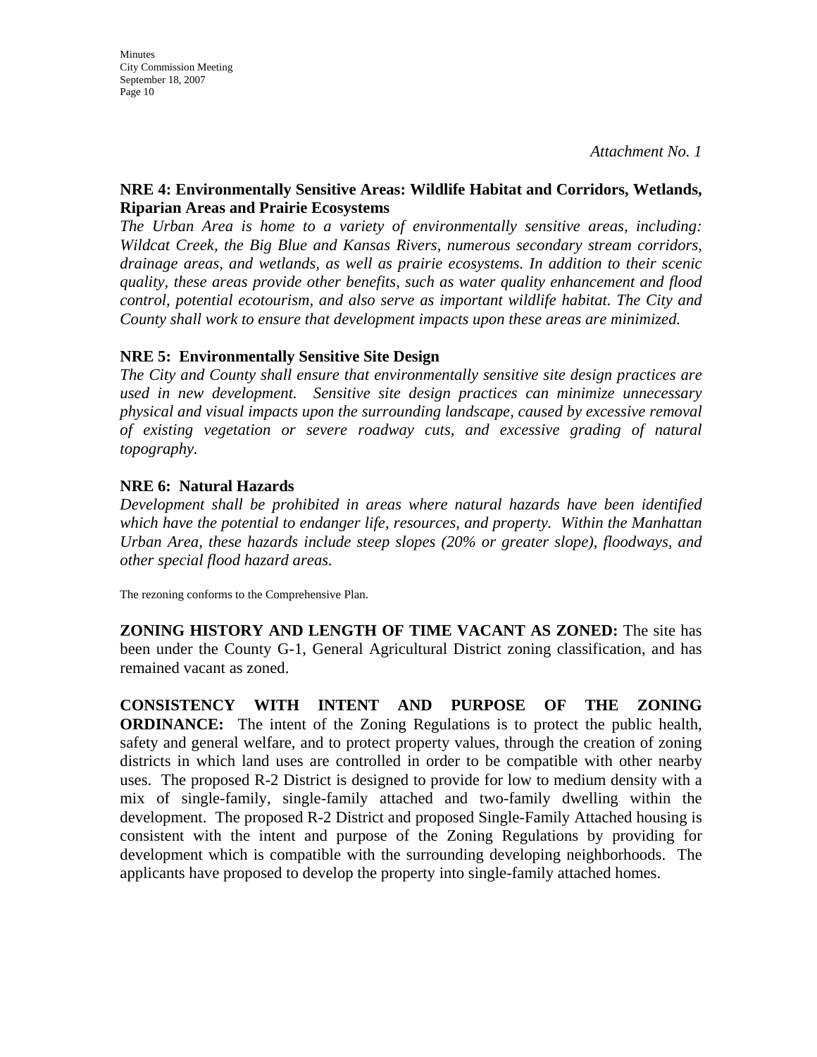*Attachment No. 1*

**NRE 4: Environmentally Sensitive Areas: Wildlife Habitat and Corridors, Wetlands, Riparian Areas and Prairie Ecosystems**

*The Urban Area is home to a variety of environmentally sensitive areas, including: Wildcat Creek, the Big Blue and Kansas Rivers, numerous secondary stream corridors, drainage areas, and wetlands, as well as prairie ecosystems. In addition to their scenic quality, these areas provide other benefits, such as water quality enhancement and flood control, potential ecotourism, and also serve as important wildlife habitat. The City and County shall work to ensure that development impacts upon these areas are minimized.*

**NRE 5: Environmentally Sensitive Site Design**

*The City and County shall ensure that environmentally sensitive site design practices are used in new development. Sensitive site design practices can minimize unnecessary physical and visual impacts upon the surrounding landscape, caused by excessive removal of existing vegetation or severe roadway cuts, and excessive grading of natural topography.*

**NRE 6: Natural Hazards**

*Development shall be prohibited in areas where natural hazards have been identified which have the potential to endanger life, resources, and property. Within the Manhattan Urban Area, these hazards include steep slopes (20% or greater slope), floodways, and other special flood hazard areas.*

The rezoning conforms to the Comprehensive Plan.

**ZONING HISTORY AND LENGTH OF TIME VACANT AS ZONED:** The site has been under the County G-1, General Agricultural District zoning classification, and has remained vacant as zoned.

**CONSISTENCY WITH INTENT AND PURPOSE OF THE ZONING ORDINANCE:** The intent of the Zoning Regulations is to protect the public health, safety and general welfare, and to protect property values, through the creation of zoning districts in which land uses are controlled in order to be compatible with other nearby uses. The proposed R-2 District is designed to provide for low to medium density with a mix of single-family, single-family attached and two-family dwelling within the development. The proposed R-2 District and proposed Single-Family Attached housing is consistent with the intent and purpose of the Zoning Regulations by providing for development which is compatible with the surrounding developing neighborhoods. The applicants have proposed to develop the property into single-family attached homes.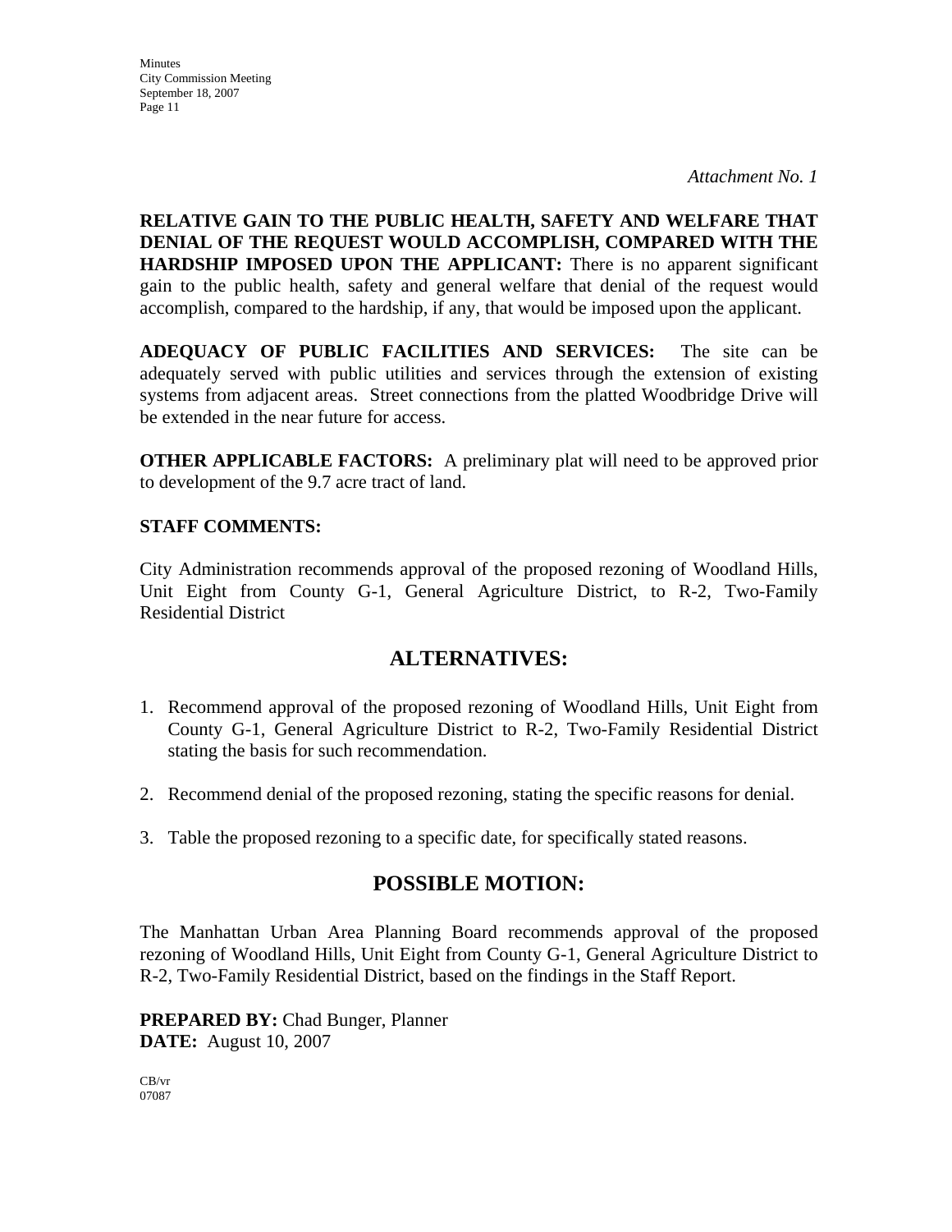*Attachment No. 1*

**RELATIVE GAIN TO THE PUBLIC HEALTH, SAFETY AND WELFARE THAT DENIAL OF THE REQUEST WOULD ACCOMPLISH, COMPARED WITH THE HARDSHIP IMPOSED UPON THE APPLICANT:** There is no apparent significant gain to the public health, safety and general welfare that denial of the request would accomplish, compared to the hardship, if any, that would be imposed upon the applicant.

**ADEQUACY OF PUBLIC FACILITIES AND SERVICES:** The site can be adequately served with public utilities and services through the extension of existing systems from adjacent areas. Street connections from the platted Woodbridge Drive will be extended in the near future for access.

**OTHER APPLICABLE FACTORS:** A preliminary plat will need to be approved prior to development of the 9.7 acre tract of land.

**STAFF COMMENTS:**

City Administration recommends approval of the proposed rezoning of Woodland Hills, Unit Eight from County G-1, General Agriculture District, to R-2, Two-Family Residential District

## ALTERNATIVES:

1. Recommend approval of the proposed rezoning of Woodland Hills, Unit Eight from County G-1, General Agriculture District to R-2, Two-Family Residential District stating the basis for such recommendation.

2. Recommend denial of the proposed rezoning, stating the specific reasons for denial.

3. Table the proposed rezoning to a specific date, for specifically stated reasons.

## POSSIBLE MOTION:

The Manhattan Urban Area Planning Board recommends approval of the proposed rezoning of Woodland Hills, Unit Eight from County G-1, General Agriculture District to R-2, Two-Family Residential District, based on the findings in the Staff Report.

**PREPARED BY:** Chad Bunger, Planner
**DATE:** August 10, 2007

CB/vr
07087